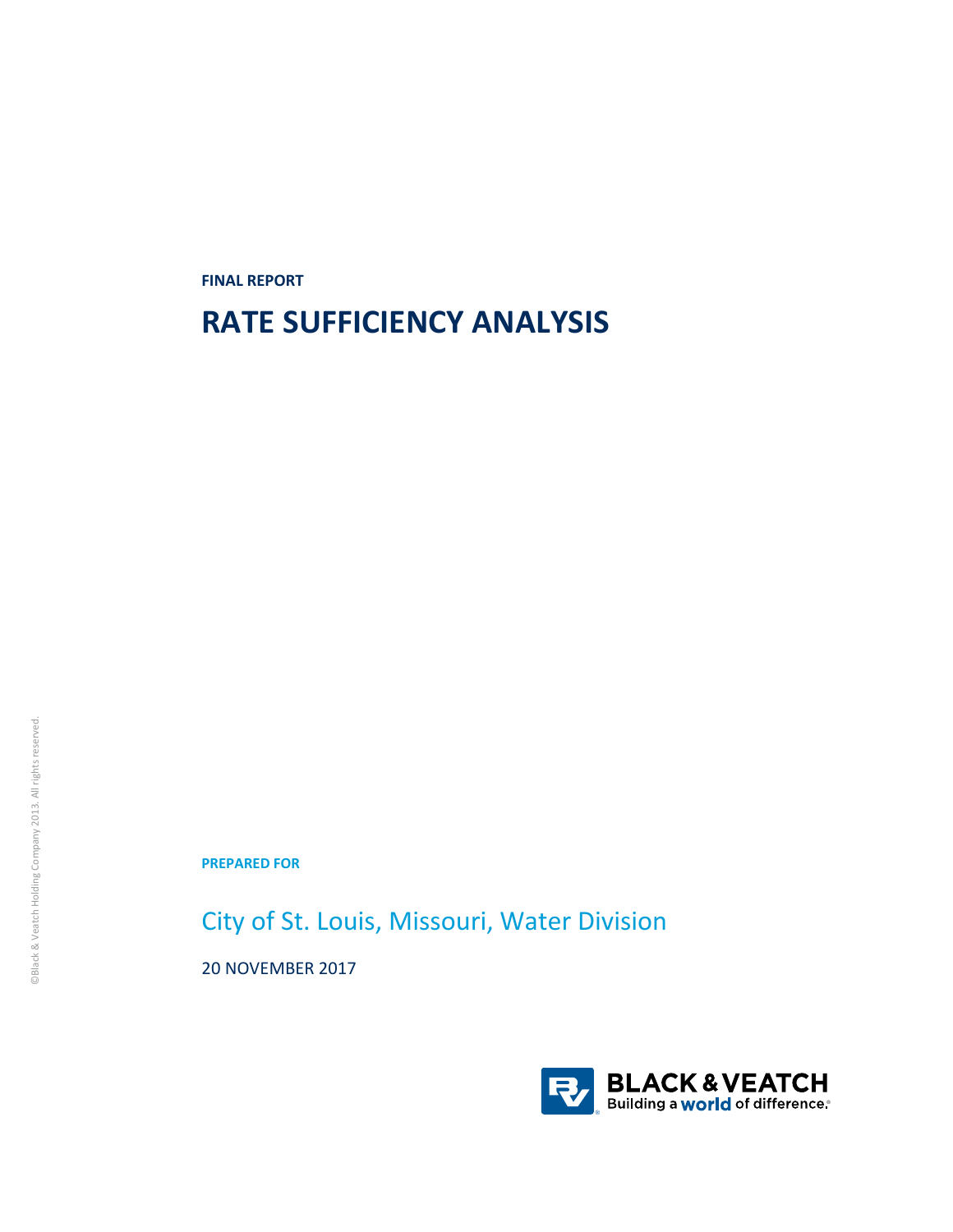**FINAL REPORT**

# RATE SUFFICIENCY ANALYSIS

**PREPARED FOR**

City of St. Louis, Missouri, Water Division

20 NOVEMBER 2017

©Black & Veatch Holding Company 2013. All rights reserved.

BLACK & VEATCH
Building a world of difference.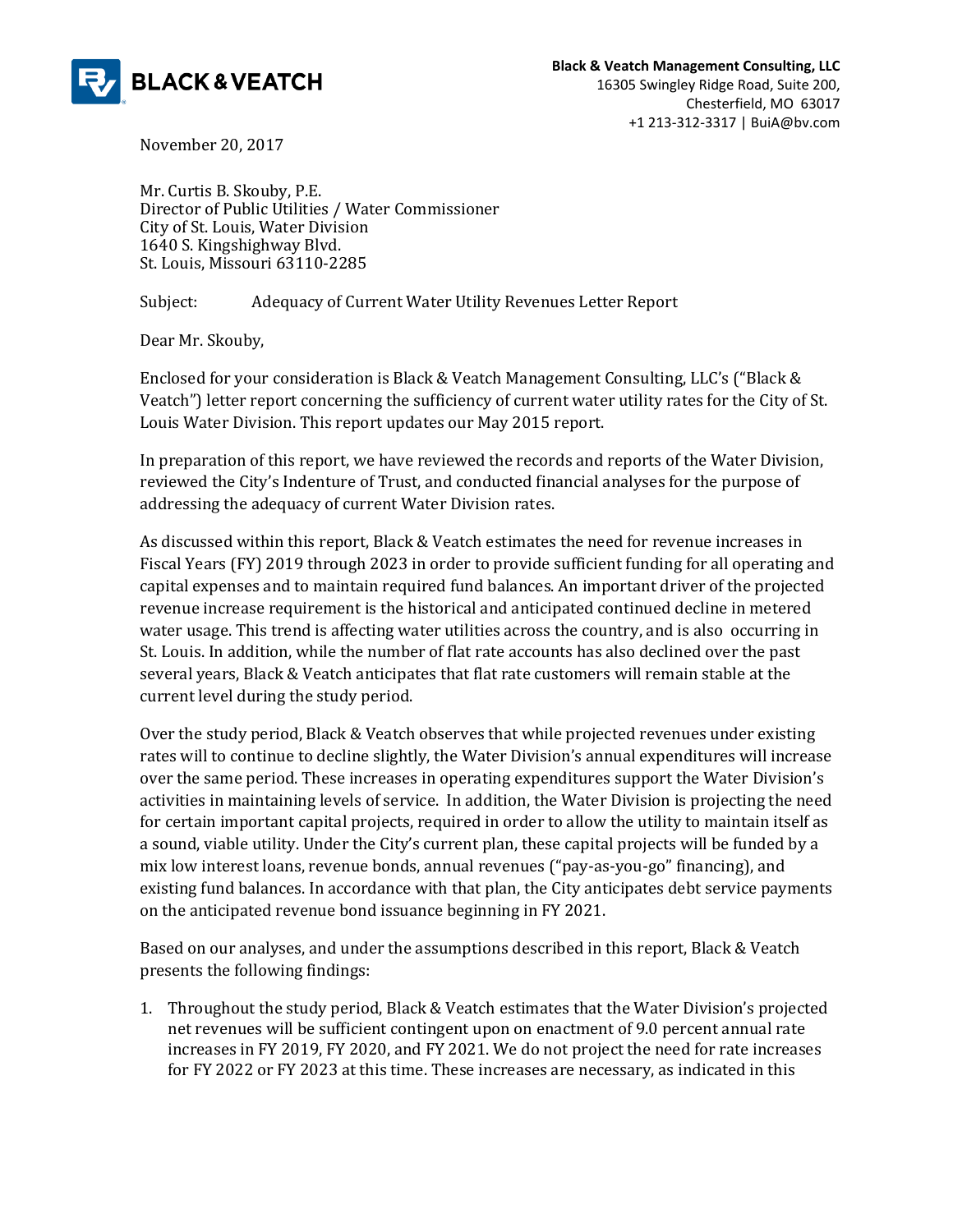**Black & Veatch Management Consulting, LLC**
16305 Swingley Ridge Road, Suite 200,
Chesterfield, MO 63017
+1 213-312-3317 | BuiA@bv.com

November 20, 2017

Mr. Curtis B. Skouby, P.E.
Director of Public Utilities / Water Commissioner
City of St. Louis, Water Division
1640 S. Kingshighway Blvd.
St. Louis, Missouri 63110-2285

Subject: Adequacy of Current Water Utility Revenues Letter Report

Dear Mr. Skouby,

Enclosed for your consideration is Black & Veatch Management Consulting, LLC's ("Black & Veatch") letter report concerning the sufficiency of current water utility rates for the City of St. Louis Water Division. This report updates our May 2015 report.

In preparation of this report, we have reviewed the records and reports of the Water Division, reviewed the City's Indenture of Trust, and conducted financial analyses for the purpose of addressing the adequacy of current Water Division rates.

As discussed within this report, Black & Veatch estimates the need for revenue increases in Fiscal Years (FY) 2019 through 2023 in order to provide sufficient funding for all operating and capital expenses and to maintain required fund balances. An important driver of the projected revenue increase requirement is the historical and anticipated continued decline in metered water usage. This trend is affecting water utilities across the country, and is also occurring in St. Louis. In addition, while the number of flat rate accounts has also declined over the past several years, Black & Veatch anticipates that flat rate customers will remain stable at the current level during the study period.

Over the study period, Black & Veatch observes that while projected revenues under existing rates will to continue to decline slightly, the Water Division's annual expenditures will increase over the same period. These increases in operating expenditures support the Water Division's activities in maintaining levels of service. In addition, the Water Division is projecting the need for certain important capital projects, required in order to allow the utility to maintain itself as a sound, viable utility. Under the City's current plan, these capital projects will be funded by a mix low interest loans, revenue bonds, annual revenues ("pay-as-you-go" financing), and existing fund balances. In accordance with that plan, the City anticipates debt service payments on the anticipated revenue bond issuance beginning in FY 2021.

Based on our analyses, and under the assumptions described in this report, Black & Veatch presents the following findings:

1. Throughout the study period, Black & Veatch estimates that the Water Division's projected net revenues will be sufficient contingent upon on enactment of 9.0 percent annual rate increases in FY 2019, FY 2020, and FY 2021. We do not project the need for rate increases for FY 2022 or FY 2023 at this time. These increases are necessary, as indicated in this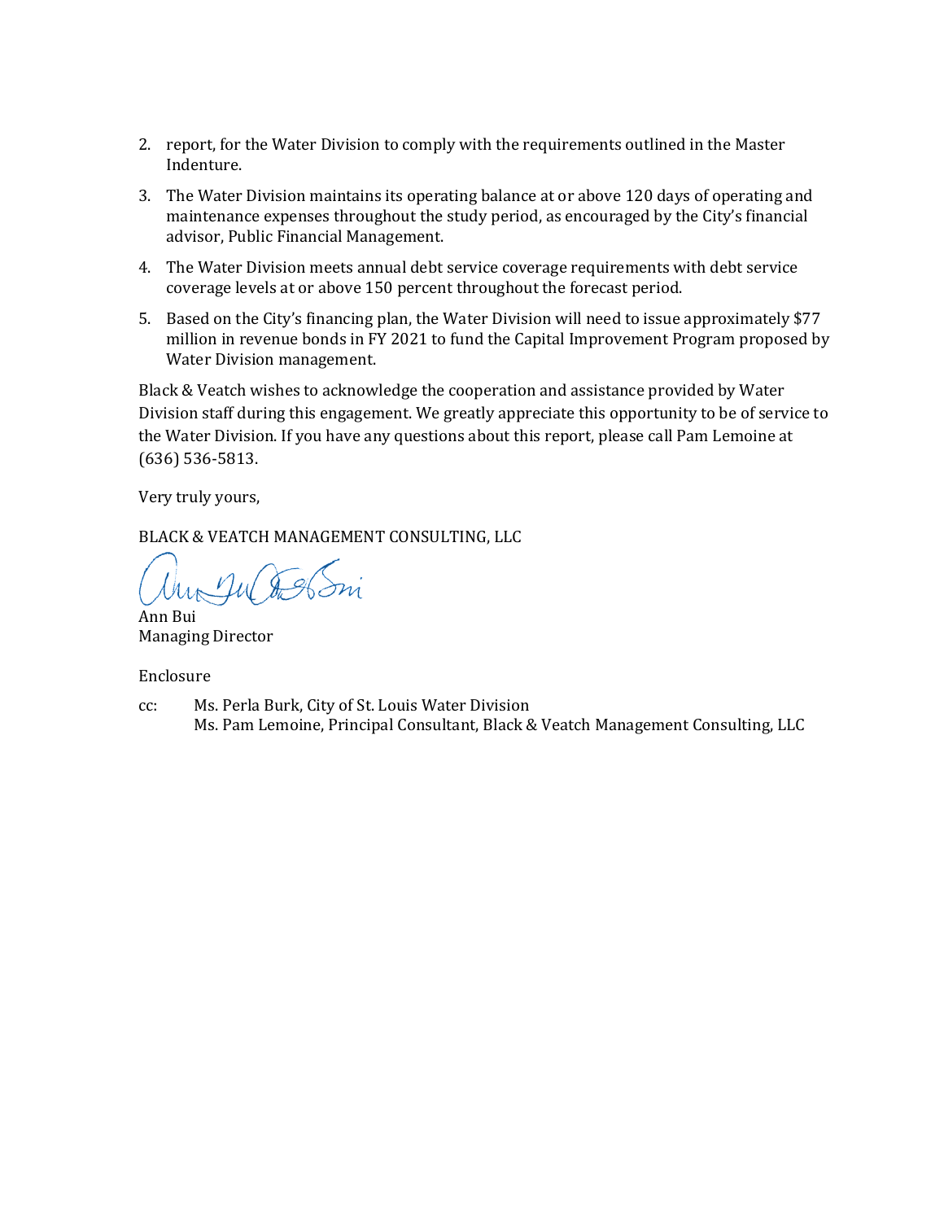2. report, for the Water Division to comply with the requirements outlined in the Master Indenture.
3. The Water Division maintains its operating balance at or above 120 days of operating and maintenance expenses throughout the study period, as encouraged by the City's financial advisor, Public Financial Management.
4. The Water Division meets annual debt service coverage requirements with debt service coverage levels at or above 150 percent throughout the forecast period.
5. Based on the City's financing plan, the Water Division will need to issue approximately $77 million in revenue bonds in FY 2021 to fund the Capital Improvement Program proposed by Water Division management.

Black & Veatch wishes to acknowledge the cooperation and assistance provided by Water Division staff during this engagement. We greatly appreciate this opportunity to be of service to the Water Division. If you have any questions about this report, please call Pam Lemoine at (636) 536-5813.

Very truly yours,

BLACK & VEATCH MANAGEMENT CONSULTING, LLC

Ann Bui
Managing Director

Enclosure

cc: Ms. Perla Burk, City of St. Louis Water Division
Ms. Pam Lemoine, Principal Consultant, Black & Veatch Management Consulting, LLC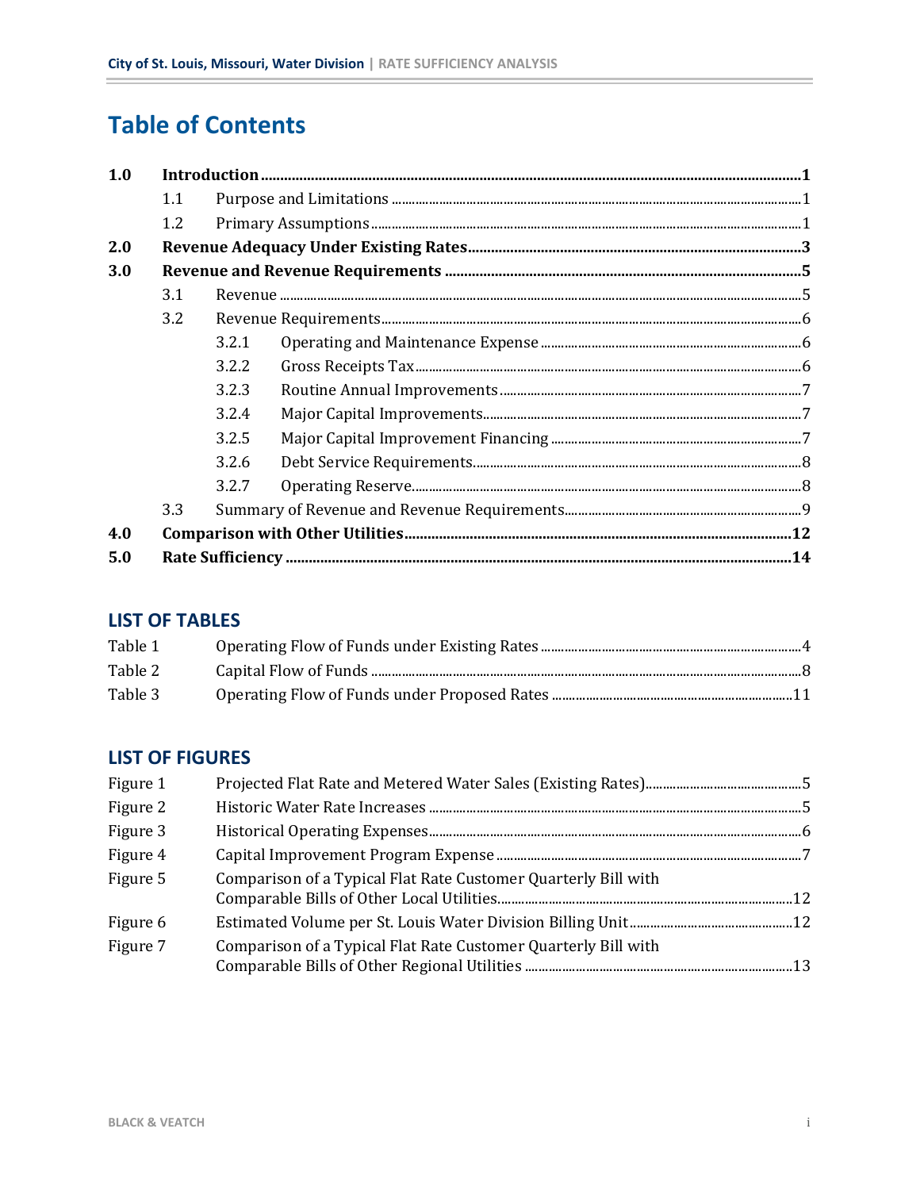# Table of Contents

| | | | |
|---|---|---|---|
| **1.0** | **Introduction** | | **1** |
| | 1.1 | Purpose and Limitations | 1 |
| | 1.2 | Primary Assumptions | 1 |
| **2.0** | **Revenue Adequacy Under Existing Rates** | | **3** |
| **3.0** | **Revenue and Revenue Requirements** | | **5** |
| | 3.1 | Revenue | 5 |
| | 3.2 | Revenue Requirements | 6 |
| | | 3.2.1 Operating and Maintenance Expense | 6 |
| | | 3.2.2 Gross Receipts Tax | 6 |
| | | 3.2.3 Routine Annual Improvements | 7 |
| | | 3.2.4 Major Capital Improvements | 7 |
| | | 3.2.5 Major Capital Improvement Financing | 7 |
| | | 3.2.6 Debt Service Requirements | 8 |
| | | 3.2.7 Operating Reserve | 8 |
| | 3.3 | Summary of Revenue and Revenue Requirements | 9 |
| **4.0** | **Comparison with Other Utilities** | | **12** |
| **5.0** | **Rate Sufficiency** | | **14** |

## LIST OF TABLES

| | | |
|---|---|---|
| Table 1 | Operating Flow of Funds under Existing Rates | 4 |
| Table 2 | Capital Flow of Funds | 8 |
| Table 3 | Operating Flow of Funds under Proposed Rates | 11 |

## LIST OF FIGURES

| | | |
|---|---|---|
| Figure 1 | Projected Flat Rate and Metered Water Sales (Existing Rates) | 5 |
| Figure 2 | Historic Water Rate Increases | 5 |
| Figure 3 | Historical Operating Expenses | 6 |
| Figure 4 | Capital Improvement Program Expense | 7 |
| Figure 5 | Comparison of a Typical Flat Rate Customer Quarterly Bill with Comparable Bills of Other Local Utilities | 12 |
| Figure 6 | Estimated Volume per St. Louis Water Division Billing Unit | 12 |
| Figure 7 | Comparison of a Typical Flat Rate Customer Quarterly Bill with Comparable Bills of Other Regional Utilities | 13 |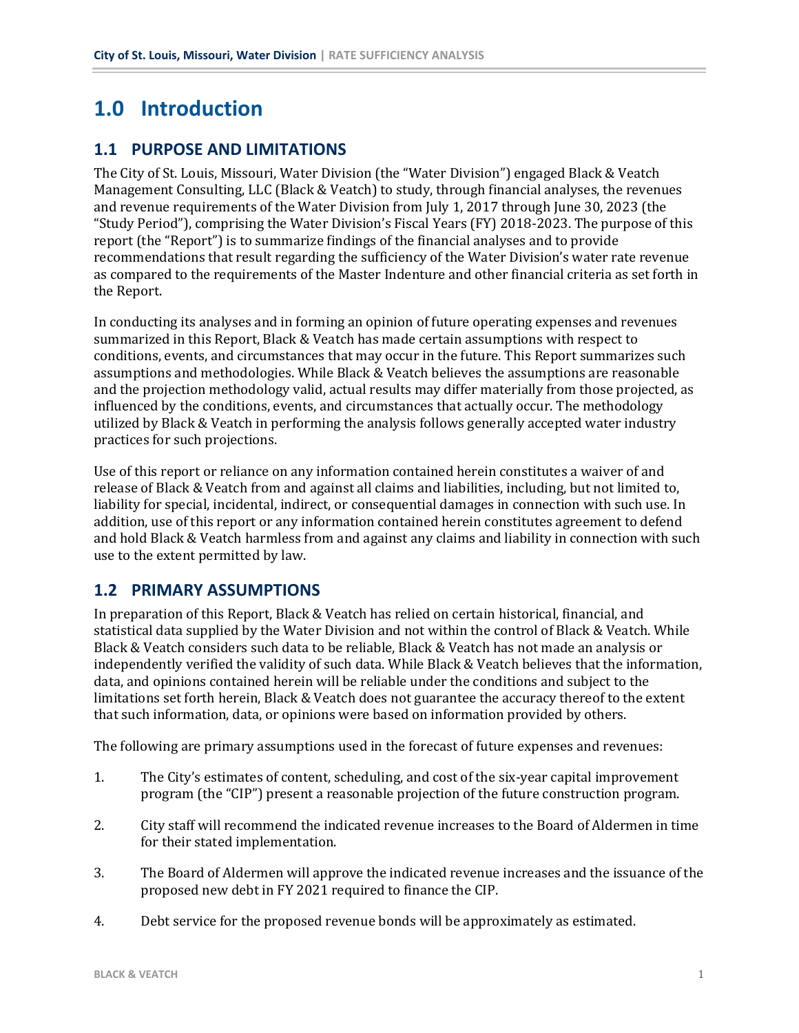# 1.0 Introduction

## 1.1 PURPOSE AND LIMITATIONS

The City of St. Louis, Missouri, Water Division (the "Water Division") engaged Black & Veatch Management Consulting, LLC (Black & Veatch) to study, through financial analyses, the revenues and revenue requirements of the Water Division from July 1, 2017 through June 30, 2023 (the "Study Period"), comprising the Water Division's Fiscal Years (FY) 2018-2023. The purpose of this report (the "Report") is to summarize findings of the financial analyses and to provide recommendations that result regarding the sufficiency of the Water Division's water rate revenue as compared to the requirements of the Master Indenture and other financial criteria as set forth in the Report.

In conducting its analyses and in forming an opinion of future operating expenses and revenues summarized in this Report, Black & Veatch has made certain assumptions with respect to conditions, events, and circumstances that may occur in the future. This Report summarizes such assumptions and methodologies. While Black & Veatch believes the assumptions are reasonable and the projection methodology valid, actual results may differ materially from those projected, as influenced by the conditions, events, and circumstances that actually occur. The methodology utilized by Black & Veatch in performing the analysis follows generally accepted water industry practices for such projections.

Use of this report or reliance on any information contained herein constitutes a waiver of and release of Black & Veatch from and against all claims and liabilities, including, but not limited to, liability for special, incidental, indirect, or consequential damages in connection with such use. In addition, use of this report or any information contained herein constitutes agreement to defend and hold Black & Veatch harmless from and against any claims and liability in connection with such use to the extent permitted by law.

## 1.2 PRIMARY ASSUMPTIONS

In preparation of this Report, Black & Veatch has relied on certain historical, financial, and statistical data supplied by the Water Division and not within the control of Black & Veatch. While Black & Veatch considers such data to be reliable, Black & Veatch has not made an analysis or independently verified the validity of such data. While Black & Veatch believes that the information, data, and opinions contained herein will be reliable under the conditions and subject to the limitations set forth herein, Black & Veatch does not guarantee the accuracy thereof to the extent that such information, data, or opinions were based on information provided by others.

The following are primary assumptions used in the forecast of future expenses and revenues:

1. The City's estimates of content, scheduling, and cost of the six-year capital improvement program (the "CIP") present a reasonable projection of the future construction program.
2. City staff will recommend the indicated revenue increases to the Board of Aldermen in time for their stated implementation.
3. The Board of Aldermen will approve the indicated revenue increases and the issuance of the proposed new debt in FY 2021 required to finance the CIP.
4. Debt service for the proposed revenue bonds will be approximately as estimated.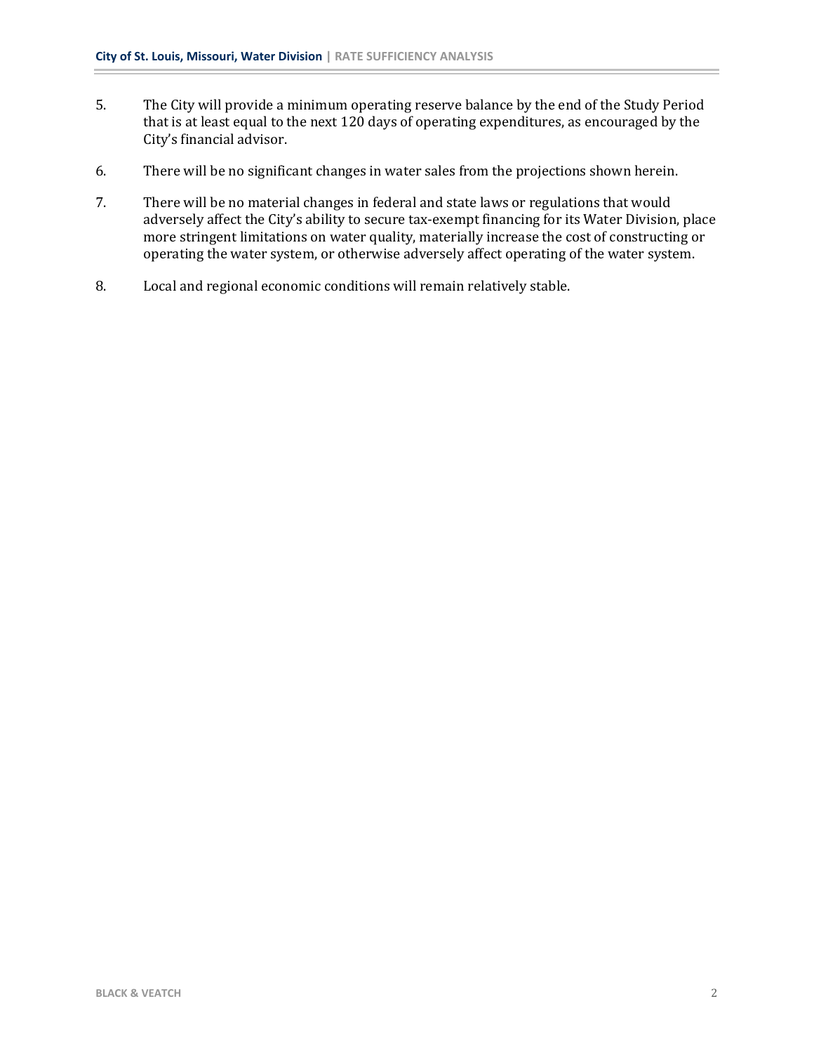5. The City will provide a minimum operating reserve balance by the end of the Study Period that is at least equal to the next 120 days of operating expenditures, as encouraged by the City's financial advisor.

6. There will be no significant changes in water sales from the projections shown herein.

7. There will be no material changes in federal and state laws or regulations that would adversely affect the City's ability to secure tax-exempt financing for its Water Division, place more stringent limitations on water quality, materially increase the cost of constructing or operating the water system, or otherwise adversely affect operating of the water system.

8. Local and regional economic conditions will remain relatively stable.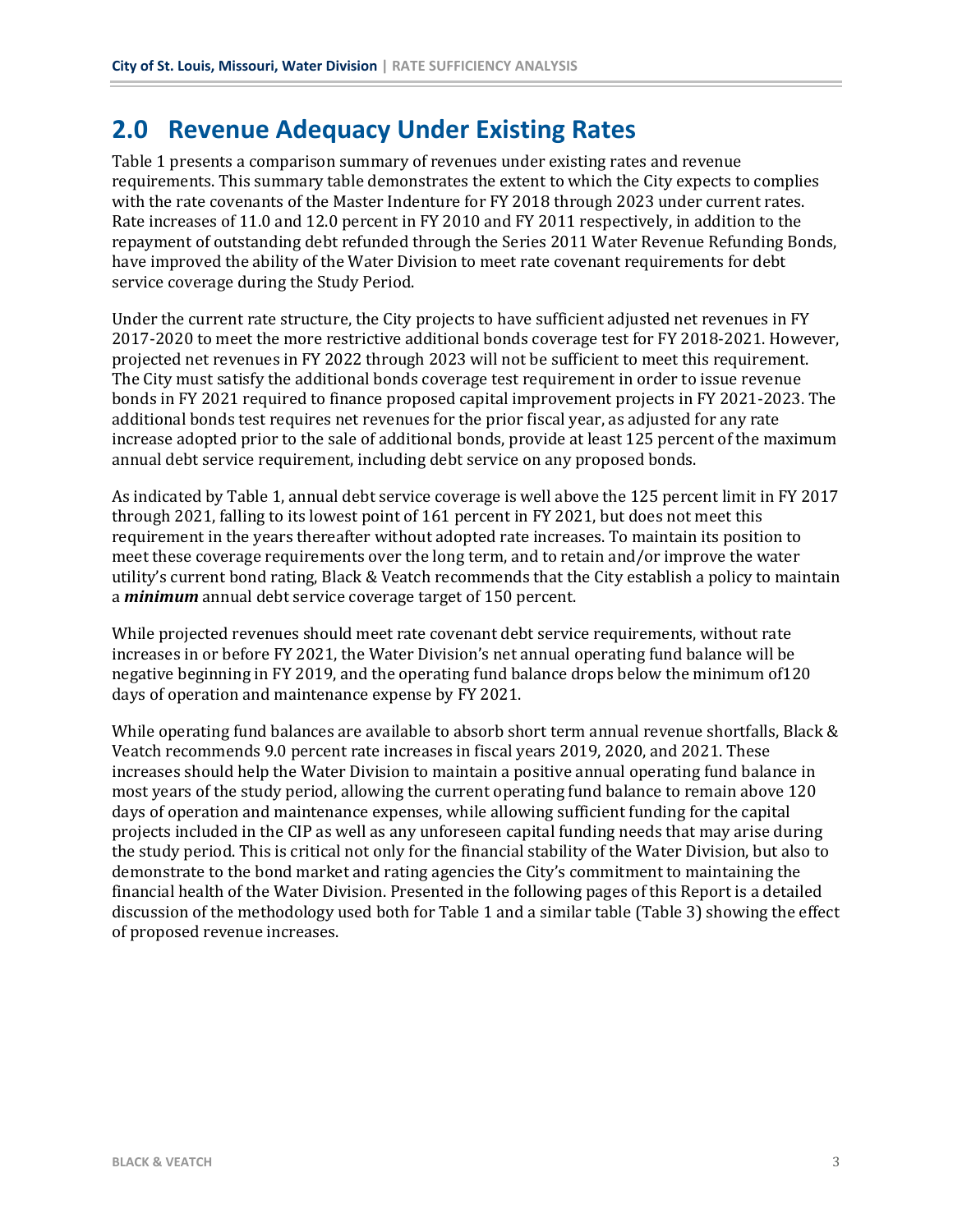## 2.0 Revenue Adequacy Under Existing Rates

Table 1 presents a comparison summary of revenues under existing rates and revenue requirements. This summary table demonstrates the extent to which the City expects to complies with the rate covenants of the Master Indenture for FY 2018 through 2023 under current rates. Rate increases of 11.0 and 12.0 percent in FY 2010 and FY 2011 respectively, in addition to the repayment of outstanding debt refunded through the Series 2011 Water Revenue Refunding Bonds, have improved the ability of the Water Division to meet rate covenant requirements for debt service coverage during the Study Period.

Under the current rate structure, the City projects to have sufficient adjusted net revenues in FY 2017-2020 to meet the more restrictive additional bonds coverage test for FY 2018-2021. However, projected net revenues in FY 2022 through 2023 will not be sufficient to meet this requirement. The City must satisfy the additional bonds coverage test requirement in order to issue revenue bonds in FY 2021 required to finance proposed capital improvement projects in FY 2021-2023. The additional bonds test requires net revenues for the prior fiscal year, as adjusted for any rate increase adopted prior to the sale of additional bonds, provide at least 125 percent of the maximum annual debt service requirement, including debt service on any proposed bonds.

As indicated by Table 1, annual debt service coverage is well above the 125 percent limit in FY 2017 through 2021, falling to its lowest point of 161 percent in FY 2021, but does not meet this requirement in the years thereafter without adopted rate increases. To maintain its position to meet these coverage requirements over the long term, and to retain and/or improve the water utility's current bond rating, Black & Veatch recommends that the City establish a policy to maintain a ***minimum*** annual debt service coverage target of 150 percent.

While projected revenues should meet rate covenant debt service requirements, without rate increases in or before FY 2021, the Water Division's net annual operating fund balance will be negative beginning in FY 2019, and the operating fund balance drops below the minimum of120 days of operation and maintenance expense by FY 2021.

While operating fund balances are available to absorb short term annual revenue shortfalls, Black & Veatch recommends 9.0 percent rate increases in fiscal years 2019, 2020, and 2021. These increases should help the Water Division to maintain a positive annual operating fund balance in most years of the study period, allowing the current operating fund balance to remain above 120 days of operation and maintenance expenses, while allowing sufficient funding for the capital projects included in the CIP as well as any unforeseen capital funding needs that may arise during the study period. This is critical not only for the financial stability of the Water Division, but also to demonstrate to the bond market and rating agencies the City's commitment to maintaining the financial health of the Water Division. Presented in the following pages of this Report is a detailed discussion of the methodology used both for Table 1 and a similar table (Table 3) showing the effect of proposed revenue increases.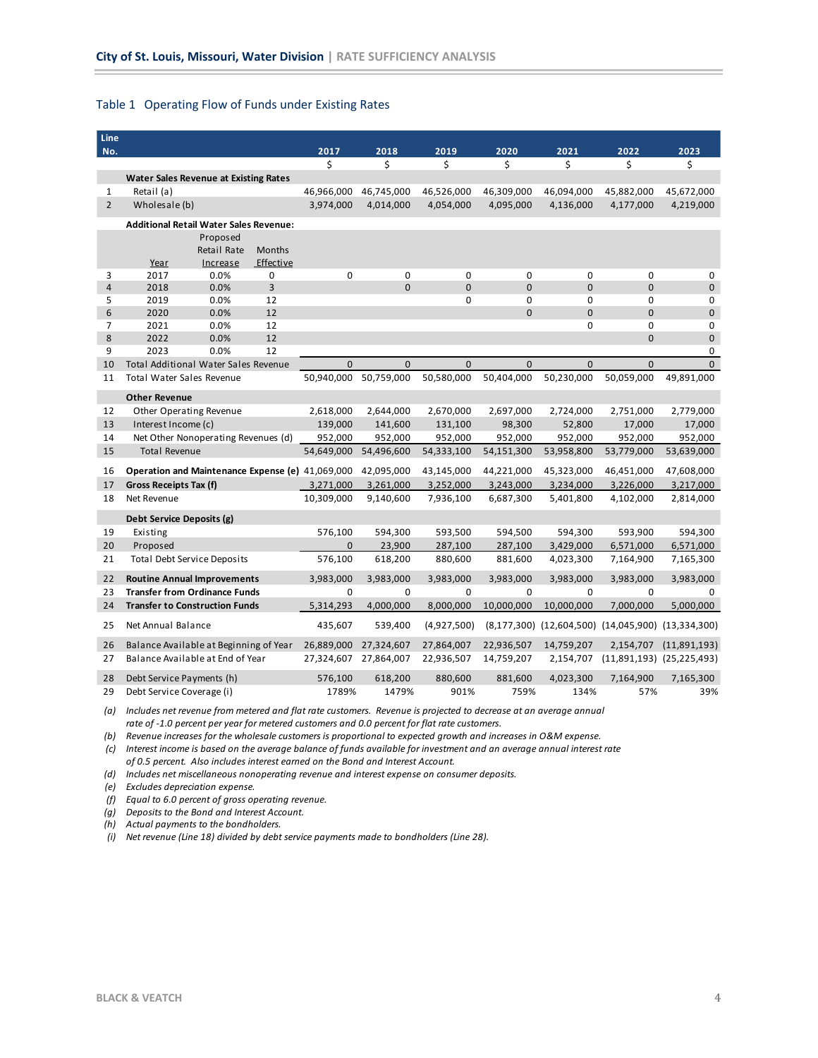## Table 1 Operating Flow of Funds under Existing Rates

| Line No. | | | | 2017 | 2018 | 2019 | 2020 | 2021 | 2022 | 2023 |
|---|---|---|---|---|---|---|---|---|---|---|
| | | | | $ | $ | $ | $ | $ | $ | $ |
| | **Water Sales Revenue at Existing Rates** | | | | | | | | | |
| 1 | Retail (a) | | | 46,966,000 | 46,745,000 | 46,526,000 | 46,309,000 | 46,094,000 | 45,882,000 | 45,672,000 |
| 2 | Wholesale (b) | | | 3,974,000 | 4,014,000 | 4,054,000 | 4,095,000 | 4,136,000 | 4,177,000 | 4,219,000 |
| | **Additional Retail Water Sales Revenue:** | | | | | | | | | |
| | Year | Proposed Retail Rate Increase | Months Effective | | | | | | | |
| 3 | 2017 | 0.0% | 0 | 0 | 0 | 0 | 0 | 0 | 0 | 0 |
| 4 | 2018 | 0.0% | 3 | | 0 | 0 | 0 | 0 | 0 | 0 |
| 5 | 2019 | 0.0% | 12 | | | 0 | 0 | 0 | 0 | 0 |
| 6 | 2020 | 0.0% | 12 | | | | 0 | 0 | 0 | 0 |
| 7 | 2021 | 0.0% | 12 | | | | | 0 | 0 | 0 |
| 8 | 2022 | 0.0% | 12 | | | | | | 0 | 0 |
| 9 | 2023 | 0.0% | 12 | | | | | | | 0 |
| 10 | Total Additional Water Sales Revenue | | | 0 | 0 | 0 | 0 | 0 | 0 | 0 |
| 11 | Total Water Sales Revenue | | | 50,940,000 | 50,759,000 | 50,580,000 | 50,404,000 | 50,230,000 | 50,059,000 | 49,891,000 |
| | **Other Revenue** | | | | | | | | | |
| 12 | Other Operating Revenue | | | 2,618,000 | 2,644,000 | 2,670,000 | 2,697,000 | 2,724,000 | 2,751,000 | 2,779,000 |
| 13 | Interest Income (c) | | | 139,000 | 141,600 | 131,100 | 98,300 | 52,800 | 17,000 | 17,000 |
| 14 | Net Other Nonoperating Revenues (d) | | | 952,000 | 952,000 | 952,000 | 952,000 | 952,000 | 952,000 | 952,000 |
| 15 | Total Revenue | | | 54,649,000 | 54,496,600 | 54,333,100 | 54,151,300 | 53,958,800 | 53,779,000 | 53,639,000 |
| 16 | **Operation and Maintenance Expense (e)** | | | 41,069,000 | 42,095,000 | 43,145,000 | 44,221,000 | 45,323,000 | 46,451,000 | 47,608,000 |
| 17 | **Gross Receipts Tax (f)** | | | 3,271,000 | 3,261,000 | 3,252,000 | 3,243,000 | 3,234,000 | 3,226,000 | 3,217,000 |
| 18 | Net Revenue | | | 10,309,000 | 9,140,600 | 7,936,100 | 6,687,300 | 5,401,800 | 4,102,000 | 2,814,000 |
| | **Debt Service Deposits (g)** | | | | | | | | | |
| 19 | Existing | | | 576,100 | 594,300 | 593,500 | 594,500 | 594,300 | 593,900 | 594,300 |
| 20 | Proposed | | | 0 | 23,900 | 287,100 | 287,100 | 3,429,000 | 6,571,000 | 6,571,000 |
| 21 | Total Debt Service Deposits | | | 576,100 | 618,200 | 880,600 | 881,600 | 4,023,300 | 7,164,900 | 7,165,300 |
| 22 | **Routine Annual Improvements** | | | 3,983,000 | 3,983,000 | 3,983,000 | 3,983,000 | 3,983,000 | 3,983,000 | 3,983,000 |
| 23 | **Transfer from Ordinance Funds** | | | 0 | 0 | 0 | 0 | 0 | 0 | 0 |
| 24 | **Transfer to Construction Funds** | | | 5,314,293 | 4,000,000 | 8,000,000 | 10,000,000 | 10,000,000 | 7,000,000 | 5,000,000 |
| 25 | Net Annual Balance | | | 435,607 | 539,400 | (4,927,500) | (8,177,300) | (12,604,500) | (14,045,900) | (13,334,300) |
| 26 | Balance Available at Beginning of Year | | | 26,889,000 | 27,324,607 | 27,864,007 | 22,936,507 | 14,759,207 | 2,154,707 | (11,891,193) |
| 27 | Balance Available at End of Year | | | 27,324,607 | 27,864,007 | 22,936,507 | 14,759,207 | 2,154,707 | (11,891,193) | (25,225,493) |
| 28 | Debt Service Payments (h) | | | 576,100 | 618,200 | 880,600 | 881,600 | 4,023,300 | 7,164,900 | 7,165,300 |
| 29 | Debt Service Coverage (i) | | | 1789% | 1479% | 901% | 759% | 134% | 57% | 39% |

*(a) Includes net revenue from metered and flat rate customers. Revenue is projected to decrease at an average annual rate of -1.0 percent per year for metered customers and 0.0 percent for flat rate customers.*

*(b) Revenue increases for the wholesale customers is proportional to expected growth and increases in O&M expense.*

*(c) Interest income is based on the average balance of funds available for investment and an average annual interest rate of 0.5 percent. Also includes interest earned on the Bond and Interest Account.*

*(d) Includes net miscellaneous nonoperating revenue and interest expense on consumer deposits.*

*(e) Excludes depreciation expense.*

*(f) Equal to 6.0 percent of gross operating revenue.*

*(g) Deposits to the Bond and Interest Account.*

*(h) Actual payments to the bondholders.*

*(i) Net revenue (Line 18) divided by debt service payments made to bondholders (Line 28).*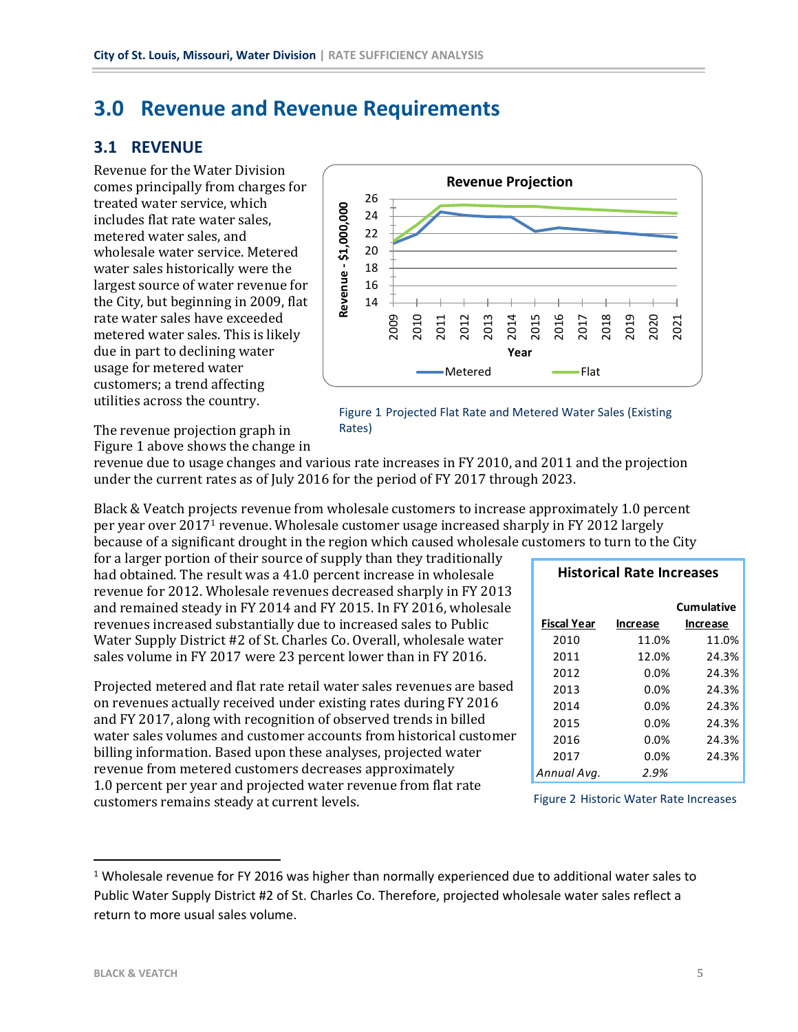## 3.0 Revenue and Revenue Requirements

### 3.1 REVENUE

Revenue for the Water Division comes principally from charges for treated water service, which includes flat rate water sales, metered water sales, and wholesale water service. Metered water sales historically were the largest source of water revenue for the City, but beginning in 2009, flat rate water sales have exceeded metered water sales. This is likely due in part to declining water usage for metered water customers; a trend affecting utilities across the country.

Figure 1 Projected Flat Rate and Metered Water Sales (Existing Rates)

The revenue projection graph in Figure 1 above shows the change in revenue due to usage changes and various rate increases in FY 2010, and 2011 and the projection under the current rates as of July 2016 for the period of FY 2017 through 2023.

Black & Veatch projects revenue from wholesale customers to increase approximately 1.0 percent per year over 2017[1] revenue. Wholesale customer usage increased sharply in FY 2012 largely because of a significant drought in the region which caused wholesale customers to turn to the City for a larger portion of their source of supply than they traditionally had obtained. The result was a 41.0 percent increase in wholesale revenue for 2012. Wholesale revenues decreased sharply in FY 2013 and remained steady in FY 2014 and FY 2015. In FY 2016, wholesale revenues increased substantially due to increased sales to Public Water Supply District #2 of St. Charles Co. Overall, wholesale water sales volume in FY 2017 were 23 percent lower than in FY 2016.

Projected metered and flat rate retail water sales revenues are based on revenues actually received under existing rates during FY 2016 and FY 2017, along with recognition of observed trends in billed water sales volumes and customer accounts from historical customer billing information. Based upon these analyses, projected water revenue from metered customers decreases approximately 1.0 percent per year and projected water revenue from flat rate customers remains steady at current levels.

**Historical Rate Increases**

| Fiscal Year | Increase | Cumulative Increase |
|---|---|---|
| 2010 | 11.0% | 11.0% |
| 2011 | 12.0% | 24.3% |
| 2012 | 0.0% | 24.3% |
| 2013 | 0.0% | 24.3% |
| 2014 | 0.0% | 24.3% |
| 2015 | 0.0% | 24.3% |
| 2016 | 0.0% | 24.3% |
| 2017 | 0.0% | 24.3% |
| *Annual Avg.* | *2.9%* | |

Figure 2 Historic Water Rate Increases

[1] Wholesale revenue for FY 2016 was higher than normally experienced due to additional water sales to Public Water Supply District #2 of St. Charles Co. Therefore, projected wholesale water sales reflect a return to more usual sales volume.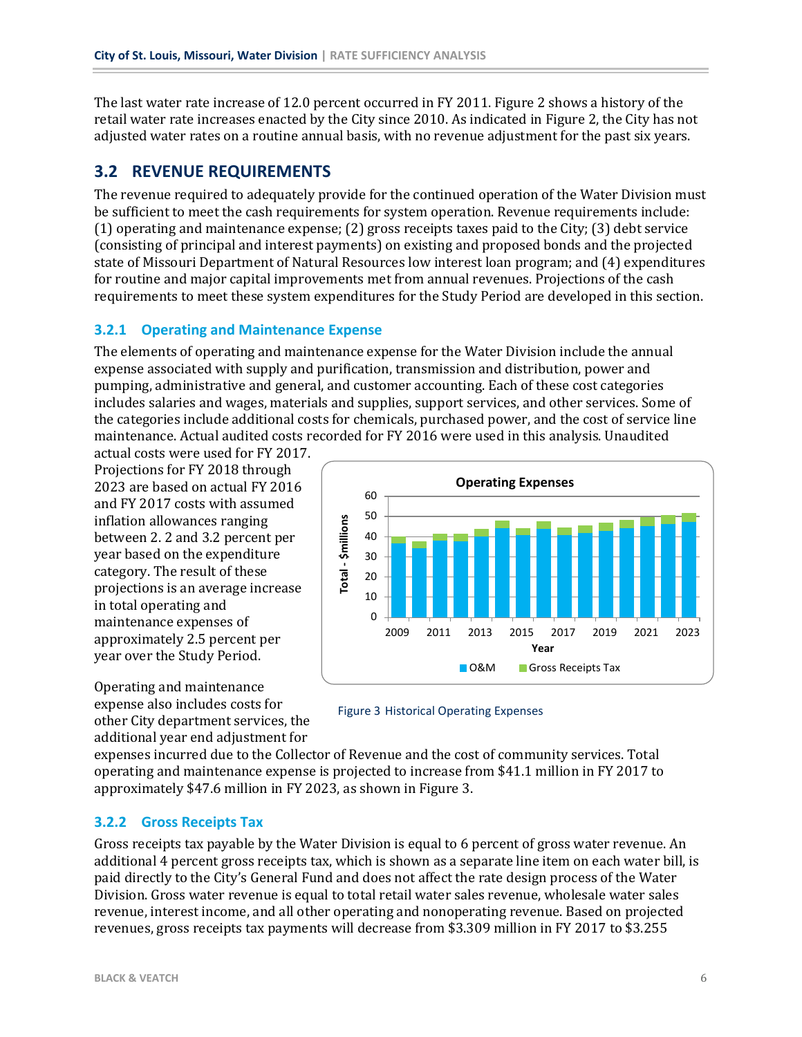The last water rate increase of 12.0 percent occurred in FY 2011. Figure 2 shows a history of the retail water rate increases enacted by the City since 2010. As indicated in Figure 2, the City has not adjusted water rates on a routine annual basis, with no revenue adjustment for the past six years.

## 3.2 REVENUE REQUIREMENTS

The revenue required to adequately provide for the continued operation of the Water Division must be sufficient to meet the cash requirements for system operation. Revenue requirements include: (1) operating and maintenance expense; (2) gross receipts taxes paid to the City; (3) debt service (consisting of principal and interest payments) on existing and proposed bonds and the projected state of Missouri Department of Natural Resources low interest loan program; and (4) expenditures for routine and major capital improvements met from annual revenues. Projections of the cash requirements to meet these system expenditures for the Study Period are developed in this section.

### 3.2.1 Operating and Maintenance Expense

The elements of operating and maintenance expense for the Water Division include the annual expense associated with supply and purification, transmission and distribution, power and pumping, administrative and general, and customer accounting. Each of these cost categories includes salaries and wages, materials and supplies, support services, and other services. Some of the categories include additional costs for chemicals, purchased power, and the cost of service line maintenance. Actual audited costs recorded for FY 2016 were used in this analysis. Unaudited actual costs were used for FY 2017. Projections for FY 2018 through 2023 are based on actual FY 2016 and FY 2017 costs with assumed inflation allowances ranging between 2. 2 and 3.2 percent per year based on the expenditure category. The result of these projections is an average increase in total operating and maintenance expenses of approximately 2.5 percent per year over the Study Period.

Figure 3 Historical Operating Expenses

Operating and maintenance expense also includes costs for other City department services, the additional year end adjustment for expenses incurred due to the Collector of Revenue and the cost of community services. Total operating and maintenance expense is projected to increase from $41.1 million in FY 2017 to approximately $47.6 million in FY 2023, as shown in Figure 3.

### 3.2.2 Gross Receipts Tax

Gross receipts tax payable by the Water Division is equal to 6 percent of gross water revenue. An additional 4 percent gross receipts tax, which is shown as a separate line item on each water bill, is paid directly to the City's General Fund and does not affect the rate design process of the Water Division. Gross water revenue is equal to total retail water sales revenue, wholesale water sales revenue, interest income, and all other operating and nonoperating revenue. Based on projected revenues, gross receipts tax payments will decrease from $3.309 million in FY 2017 to $3.255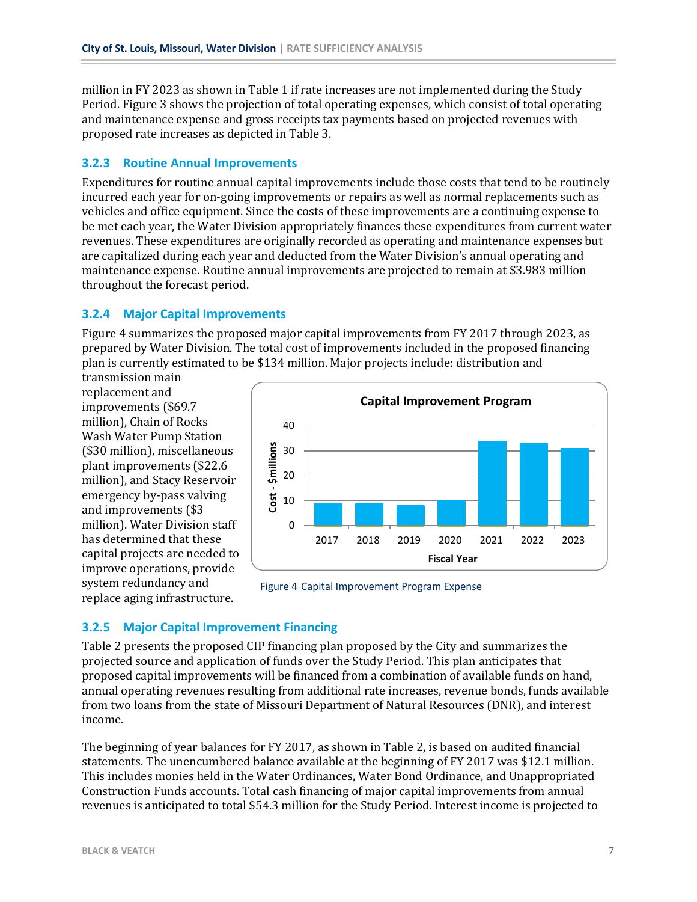million in FY 2023 as shown in Table 1 if rate increases are not implemented during the Study Period. Figure 3 shows the projection of total operating expenses, which consist of total operating and maintenance expense and gross receipts tax payments based on projected revenues with proposed rate increases as depicted in Table 3.

### 3.2.3 Routine Annual Improvements

Expenditures for routine annual capital improvements include those costs that tend to be routinely incurred each year for on-going improvements or repairs as well as normal replacements such as vehicles and office equipment. Since the costs of these improvements are a continuing expense to be met each year, the Water Division appropriately finances these expenditures from current water revenues. These expenditures are originally recorded as operating and maintenance expenses but are capitalized during each year and deducted from the Water Division's annual operating and maintenance expense. Routine annual improvements are projected to remain at $3.983 million throughout the forecast period.

### 3.2.4 Major Capital Improvements

Figure 4 summarizes the proposed major capital improvements from FY 2017 through 2023, as prepared by Water Division. The total cost of improvements included in the proposed financing plan is currently estimated to be $134 million. Major projects include: distribution and transmission main replacement and improvements ($69.7 million), Chain of Rocks Wash Water Pump Station ($30 million), miscellaneous plant improvements ($22.6 million), and Stacy Reservoir emergency by-pass valving and improvements ($3 million). Water Division staff has determined that these capital projects are needed to improve operations, provide system redundancy and replace aging infrastructure.

Figure 4 Capital Improvement Program Expense

### 3.2.5 Major Capital Improvement Financing

Table 2 presents the proposed CIP financing plan proposed by the City and summarizes the projected source and application of funds over the Study Period. This plan anticipates that proposed capital improvements will be financed from a combination of available funds on hand, annual operating revenues resulting from additional rate increases, revenue bonds, funds available from two loans from the state of Missouri Department of Natural Resources (DNR), and interest income.

The beginning of year balances for FY 2017, as shown in Table 2, is based on audited financial statements. The unencumbered balance available at the beginning of FY 2017 was $12.1 million. This includes monies held in the Water Ordinances, Water Bond Ordinance, and Unappropriated Construction Funds accounts. Total cash financing of major capital improvements from annual revenues is anticipated to total $54.3 million for the Study Period. Interest income is projected to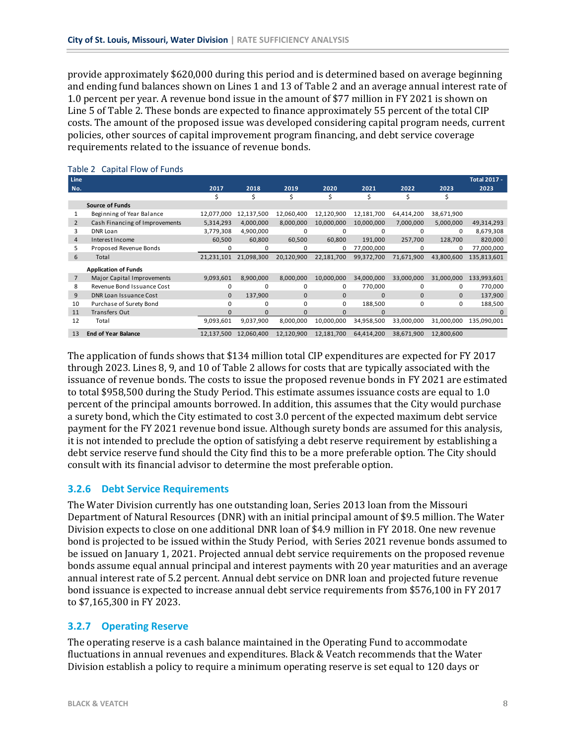provide approximately $620,000 during this period and is determined based on average beginning and ending fund balances shown on Lines 1 and 13 of Table 2 and an average annual interest rate of 1.0 percent per year. A revenue bond issue in the amount of $77 million in FY 2021 is shown on Line 5 of Table 2. These bonds are expected to finance approximately 55 percent of the total CIP costs. The amount of the proposed issue was developed considering capital program needs, current policies, other sources of capital improvement program financing, and debt service coverage requirements related to the issuance of revenue bonds.

Table 2 Capital Flow of Funds

| Line No. | | 2017 | 2018 | 2019 | 2020 | 2021 | 2022 | 2023 | Total 2017 - 2023 |
|---|---|---|---|---|---|---|---|---|---|
| | | $ | $ | $ | $ | $ | $ | $ | |
| | **Source of Funds** | | | | | | | | |
| 1 | Beginning of Year Balance | 12,077,000 | 12,137,500 | 12,060,400 | 12,120,900 | 12,181,700 | 64,414,200 | 38,671,900 | |
| 2 | Cash Financing of Improvements | 5,314,293 | 4,000,000 | 8,000,000 | 10,000,000 | 10,000,000 | 7,000,000 | 5,000,000 | 49,314,293 |
| 3 | DNR Loan | 3,779,308 | 4,900,000 | 0 | 0 | 0 | 0 | 0 | 8,679,308 |
| 4 | Interest Income | 60,500 | 60,800 | 60,500 | 60,800 | 191,000 | 257,700 | 128,700 | 820,000 |
| 5 | Proposed Revenue Bonds | 0 | 0 | 0 | 0 | 77,000,000 | 0 | 0 | 77,000,000 |
| 6 | Total | 21,231,101 | 21,098,300 | 20,120,900 | 22,181,700 | 99,372,700 | 71,671,900 | 43,800,600 | 135,813,601 |
| | **Application of Funds** | | | | | | | | |
| 7 | Major Capital Improvements | 9,093,601 | 8,900,000 | 8,000,000 | 10,000,000 | 34,000,000 | 33,000,000 | 31,000,000 | 133,993,601 |
| 8 | Revenue Bond Issuance Cost | 0 | 0 | 0 | 0 | 770,000 | 0 | 0 | 770,000 |
| 9 | DNR Loan Issuance Cost | 0 | 137,900 | 0 | 0 | 0 | 0 | 0 | 137,900 |
| 10 | Purchase of Surety Bond | 0 | 0 | 0 | 0 | 188,500 | 0 | 0 | 188,500 |
| 11 | Transfers Out | 0 | 0 | 0 | 0 | 0 | | | 0 |
| 12 | Total | 9,093,601 | 9,037,900 | 8,000,000 | 10,000,000 | 34,958,500 | 33,000,000 | 31,000,000 | 135,090,001 |
| 13 | **End of Year Balance** | 12,137,500 | 12,060,400 | 12,120,900 | 12,181,700 | 64,414,200 | 38,671,900 | 12,800,600 | |

The application of funds shows that $134 million total CIP expenditures are expected for FY 2017 through 2023. Lines 8, 9, and 10 of Table 2 allows for costs that are typically associated with the issuance of revenue bonds. The costs to issue the proposed revenue bonds in FY 2021 are estimated to total $958,500 during the Study Period. This estimate assumes issuance costs are equal to 1.0 percent of the principal amounts borrowed. In addition, this assumes that the City would purchase a surety bond, which the City estimated to cost 3.0 percent of the expected maximum debt service payment for the FY 2021 revenue bond issue. Although surety bonds are assumed for this analysis, it is not intended to preclude the option of satisfying a debt reserve requirement by establishing a debt service reserve fund should the City find this to be a more preferable option. The City should consult with its financial advisor to determine the most preferable option.

### 3.2.6 Debt Service Requirements

The Water Division currently has one outstanding loan, Series 2013 loan from the Missouri Department of Natural Resources (DNR) with an initial principal amount of $9.5 million. The Water Division expects to close on one additional DNR loan of $4.9 million in FY 2018. One new revenue bond is projected to be issued within the Study Period, with Series 2021 revenue bonds assumed to be issued on January 1, 2021. Projected annual debt service requirements on the proposed revenue bonds assume equal annual principal and interest payments with 20 year maturities and an average annual interest rate of 5.2 percent. Annual debt service on DNR loan and projected future revenue bond issuance is expected to increase annual debt service requirements from $576,100 in FY 2017 to $7,165,300 in FY 2023.

### 3.2.7 Operating Reserve

The operating reserve is a cash balance maintained in the Operating Fund to accommodate fluctuations in annual revenues and expenditures. Black & Veatch recommends that the Water Division establish a policy to require a minimum operating reserve is set equal to 120 days or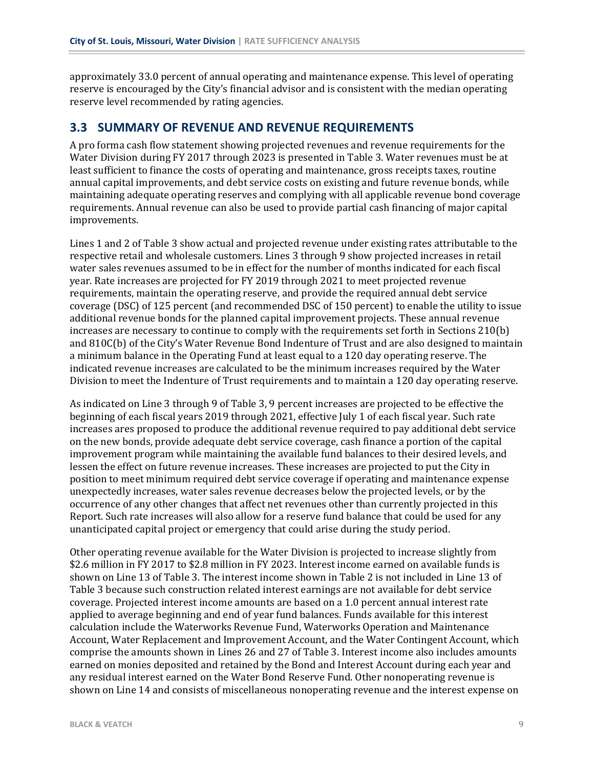approximately 33.0 percent of annual operating and maintenance expense. This level of operating reserve is encouraged by the City's financial advisor and is consistent with the median operating reserve level recommended by rating agencies.

## 3.3 SUMMARY OF REVENUE AND REVENUE REQUIREMENTS

A pro forma cash flow statement showing projected revenues and revenue requirements for the Water Division during FY 2017 through 2023 is presented in Table 3. Water revenues must be at least sufficient to finance the costs of operating and maintenance, gross receipts taxes, routine annual capital improvements, and debt service costs on existing and future revenue bonds, while maintaining adequate operating reserves and complying with all applicable revenue bond coverage requirements. Annual revenue can also be used to provide partial cash financing of major capital improvements.

Lines 1 and 2 of Table 3 show actual and projected revenue under existing rates attributable to the respective retail and wholesale customers. Lines 3 through 9 show projected increases in retail water sales revenues assumed to be in effect for the number of months indicated for each fiscal year. Rate increases are projected for FY 2019 through 2021 to meet projected revenue requirements, maintain the operating reserve, and provide the required annual debt service coverage (DSC) of 125 percent (and recommended DSC of 150 percent) to enable the utility to issue additional revenue bonds for the planned capital improvement projects. These annual revenue increases are necessary to continue to comply with the requirements set forth in Sections 210(b) and 810C(b) of the City's Water Revenue Bond Indenture of Trust and are also designed to maintain a minimum balance in the Operating Fund at least equal to a 120 day operating reserve. The indicated revenue increases are calculated to be the minimum increases required by the Water Division to meet the Indenture of Trust requirements and to maintain a 120 day operating reserve.

As indicated on Line 3 through 9 of Table 3, 9 percent increases are projected to be effective the beginning of each fiscal years 2019 through 2021, effective July 1 of each fiscal year. Such rate increases ares proposed to produce the additional revenue required to pay additional debt service on the new bonds, provide adequate debt service coverage, cash finance a portion of the capital improvement program while maintaining the available fund balances to their desired levels, and lessen the effect on future revenue increases. These increases are projected to put the City in position to meet minimum required debt service coverage if operating and maintenance expense unexpectedly increases, water sales revenue decreases below the projected levels, or by the occurrence of any other changes that affect net revenues other than currently projected in this Report. Such rate increases will also allow for a reserve fund balance that could be used for any unanticipated capital project or emergency that could arise during the study period.

Other operating revenue available for the Water Division is projected to increase slightly from \$2.6 million in FY 2017 to \$2.8 million in FY 2023. Interest income earned on available funds is shown on Line 13 of Table 3. The interest income shown in Table 2 is not included in Line 13 of Table 3 because such construction related interest earnings are not available for debt service coverage. Projected interest income amounts are based on a 1.0 percent annual interest rate applied to average beginning and end of year fund balances. Funds available for this interest calculation include the Waterworks Revenue Fund, Waterworks Operation and Maintenance Account, Water Replacement and Improvement Account, and the Water Contingent Account, which comprise the amounts shown in Lines 26 and 27 of Table 3. Interest income also includes amounts earned on monies deposited and retained by the Bond and Interest Account during each year and any residual interest earned on the Water Bond Reserve Fund. Other nonoperating revenue is shown on Line 14 and consists of miscellaneous nonoperating revenue and the interest expense on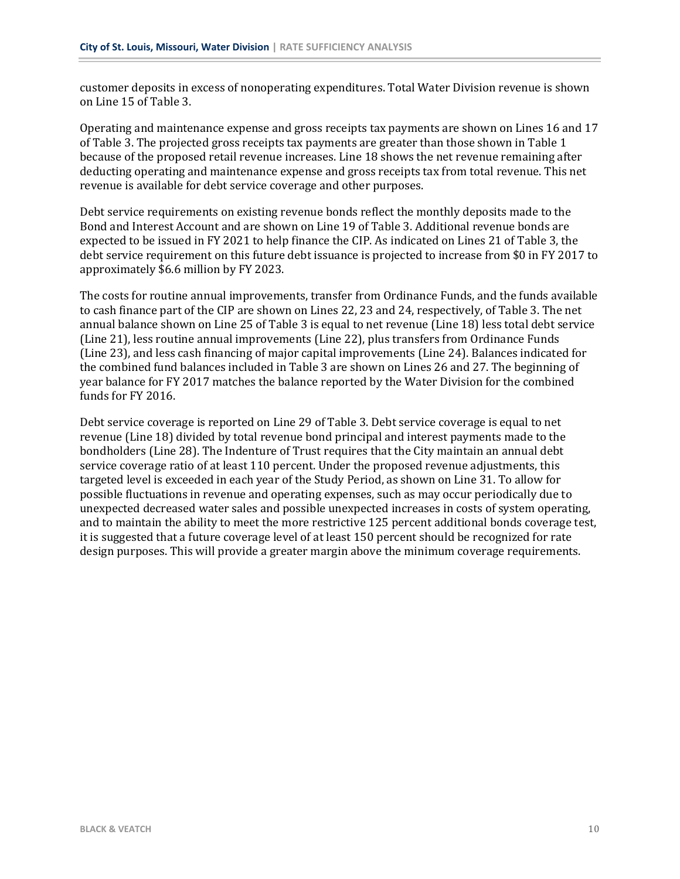customer deposits in excess of nonoperating expenditures. Total Water Division revenue is shown on Line 15 of Table 3.

Operating and maintenance expense and gross receipts tax payments are shown on Lines 16 and 17 of Table 3. The projected gross receipts tax payments are greater than those shown in Table 1 because of the proposed retail revenue increases. Line 18 shows the net revenue remaining after deducting operating and maintenance expense and gross receipts tax from total revenue. This net revenue is available for debt service coverage and other purposes.

Debt service requirements on existing revenue bonds reflect the monthly deposits made to the Bond and Interest Account and are shown on Line 19 of Table 3. Additional revenue bonds are expected to be issued in FY 2021 to help finance the CIP. As indicated on Lines 21 of Table 3, the debt service requirement on this future debt issuance is projected to increase from $0 in FY 2017 to approximately $6.6 million by FY 2023.

The costs for routine annual improvements, transfer from Ordinance Funds, and the funds available to cash finance part of the CIP are shown on Lines 22, 23 and 24, respectively, of Table 3. The net annual balance shown on Line 25 of Table 3 is equal to net revenue (Line 18) less total debt service (Line 21), less routine annual improvements (Line 22), plus transfers from Ordinance Funds (Line 23), and less cash financing of major capital improvements (Line 24). Balances indicated for the combined fund balances included in Table 3 are shown on Lines 26 and 27. The beginning of year balance for FY 2017 matches the balance reported by the Water Division for the combined funds for FY 2016.

Debt service coverage is reported on Line 29 of Table 3. Debt service coverage is equal to net revenue (Line 18) divided by total revenue bond principal and interest payments made to the bondholders (Line 28). The Indenture of Trust requires that the City maintain an annual debt service coverage ratio of at least 110 percent. Under the proposed revenue adjustments, this targeted level is exceeded in each year of the Study Period, as shown on Line 31. To allow for possible fluctuations in revenue and operating expenses, such as may occur periodically due to unexpected decreased water sales and possible unexpected increases in costs of system operating, and to maintain the ability to meet the more restrictive 125 percent additional bonds coverage test, it is suggested that a future coverage level of at least 150 percent should be recognized for rate design purposes. This will provide a greater margin above the minimum coverage requirements.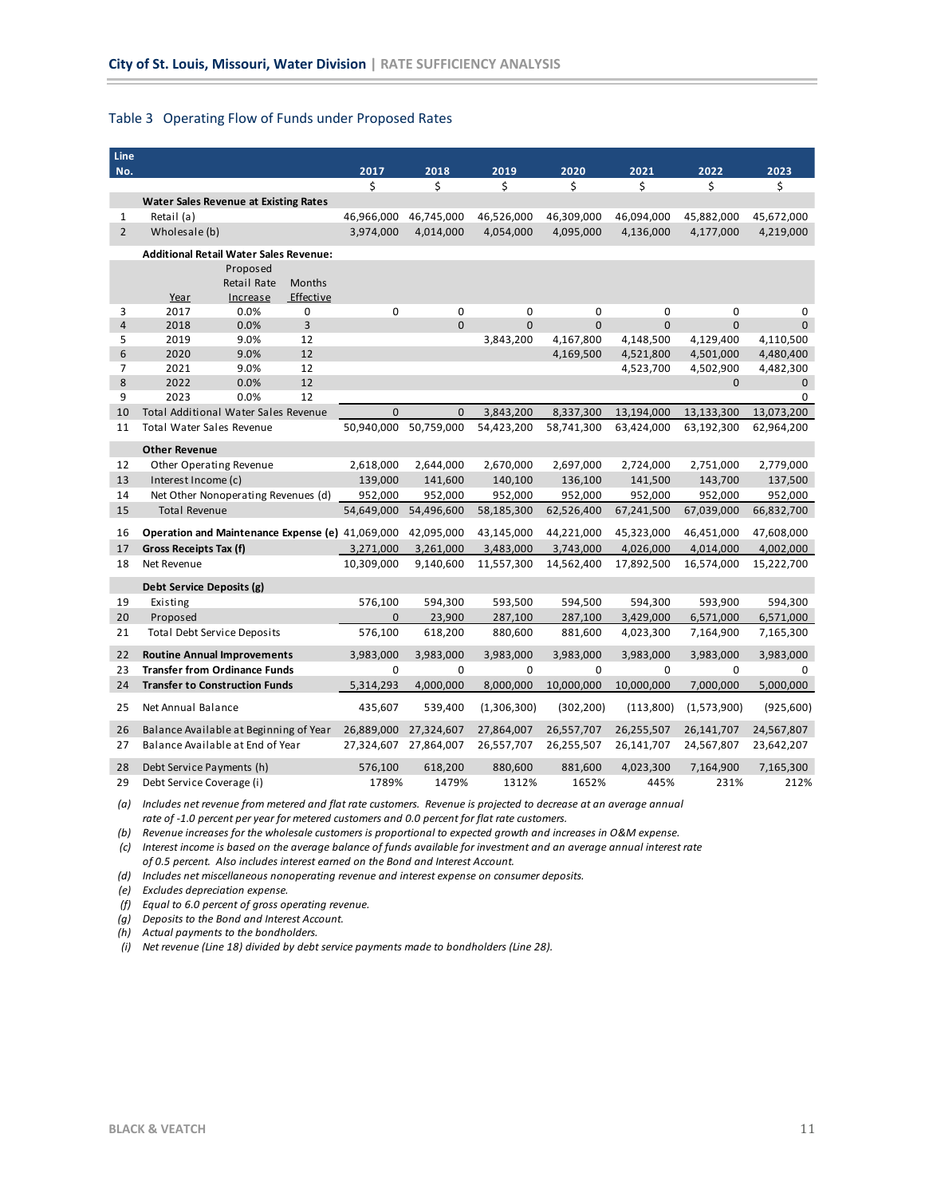## Table 3 Operating Flow of Funds under Proposed Rates

| Line No. | | | | | 2017 | 2018 | 2019 | 2020 | 2021 | 2022 | 2023 |
|---|---|---|---|---|---|---|---|---|---|---|---|
| | | | | | $ | $ | $ | $ | $ | $ | $ |
| | **Water Sales Revenue at Existing Rates** | | | | | | | | | | |
| 1 | Retail (a) | | | | 46,966,000 | 46,745,000 | 46,526,000 | 46,309,000 | 46,094,000 | 45,882,000 | 45,672,000 |
| 2 | Wholesale (b) | | | | 3,974,000 | 4,014,000 | 4,054,000 | 4,095,000 | 4,136,000 | 4,177,000 | 4,219,000 |
| | **Additional Retail Water Sales Revenue:** | | | | | | | | | | |
| | | Year | Proposed Retail Rate Increase | Months Effective | | | | | | | |
| 3 | | 2017 | 0.0% | 0 | 0 | 0 | 0 | 0 | 0 | 0 | 0 |
| 4 | | 2018 | 0.0% | 3 | | 0 | 0 | 0 | 0 | 0 | 0 |
| 5 | | 2019 | 9.0% | 12 | | | 3,843,200 | 4,167,800 | 4,148,500 | 4,129,400 | 4,110,500 |
| 6 | | 2020 | 9.0% | 12 | | | | 4,169,500 | 4,521,800 | 4,501,000 | 4,480,400 |
| 7 | | 2021 | 9.0% | 12 | | | | | 4,523,700 | 4,502,900 | 4,482,300 |
| 8 | | 2022 | 0.0% | 12 | | | | | | 0 | 0 |
| 9 | | 2023 | 0.0% | 12 | | | | | | | 0 |
| 10 | Total Additional Water Sales Revenue | | | | 0 | 0 | 3,843,200 | 8,337,300 | 13,194,000 | 13,133,300 | 13,073,200 |
| 11 | Total Water Sales Revenue | | | | 50,940,000 | 50,759,000 | 54,423,200 | 58,741,300 | 63,424,000 | 63,192,300 | 62,964,200 |
| | **Other Revenue** | | | | | | | | | | |
| 12 | Other Operating Revenue | | | | 2,618,000 | 2,644,000 | 2,670,000 | 2,697,000 | 2,724,000 | 2,751,000 | 2,779,000 |
| 13 | Interest Income (c) | | | | 139,000 | 141,600 | 140,100 | 136,100 | 141,500 | 143,700 | 137,500 |
| 14 | Net Other Nonoperating Revenues (d) | | | | 952,000 | 952,000 | 952,000 | 952,000 | 952,000 | 952,000 | 952,000 |
| 15 | Total Revenue | | | | 54,649,000 | 54,496,600 | 58,185,300 | 62,526,400 | 67,241,500 | 67,039,000 | 66,832,700 |
| 16 | **Operation and Maintenance Expense (e)** | | | | 41,069,000 | 42,095,000 | 43,145,000 | 44,221,000 | 45,323,000 | 46,451,000 | 47,608,000 |
| 17 | **Gross Receipts Tax (f)** | | | | 3,271,000 | 3,261,000 | 3,483,000 | 3,743,000 | 4,026,000 | 4,014,000 | 4,002,000 |
| 18 | Net Revenue | | | | 10,309,000 | 9,140,600 | 11,557,300 | 14,562,400 | 17,892,500 | 16,574,000 | 15,222,700 |
| | **Debt Service Deposits (g)** | | | | | | | | | | |
| 19 | Existing | | | | 576,100 | 594,300 | 593,500 | 594,500 | 594,300 | 593,900 | 594,300 |
| 20 | Proposed | | | | 0 | 23,900 | 287,100 | 287,100 | 3,429,000 | 6,571,000 | 6,571,000 |
| 21 | Total Debt Service Deposits | | | | 576,100 | 618,200 | 880,600 | 881,600 | 4,023,300 | 7,164,900 | 7,165,300 |
| 22 | **Routine Annual Improvements** | | | | 3,983,000 | 3,983,000 | 3,983,000 | 3,983,000 | 3,983,000 | 3,983,000 | 3,983,000 |
| 23 | **Transfer from Ordinance Funds** | | | | 0 | 0 | 0 | 0 | 0 | 0 | 0 |
| 24 | **Transfer to Construction Funds** | | | | 5,314,293 | 4,000,000 | 8,000,000 | 10,000,000 | 10,000,000 | 7,000,000 | 5,000,000 |
| 25 | Net Annual Balance | | | | 435,607 | 539,400 | (1,306,300) | (302,200) | (113,800) | (1,573,900) | (925,600) |
| 26 | Balance Available at Beginning of Year | | | | 26,889,000 | 27,324,607 | 27,864,007 | 26,557,707 | 26,255,507 | 26,141,707 | 24,567,807 |
| 27 | Balance Available at End of Year | | | | 27,324,607 | 27,864,007 | 26,557,707 | 26,255,507 | 26,141,707 | 24,567,807 | 23,642,207 |
| 28 | Debt Service Payments (h) | | | | 576,100 | 618,200 | 880,600 | 881,600 | 4,023,300 | 7,164,900 | 7,165,300 |
| 29 | Debt Service Coverage (i) | | | | 1789% | 1479% | 1312% | 1652% | 445% | 231% | 212% |

*(a) Includes net revenue from metered and flat rate customers. Revenue is projected to decrease at an average annual rate of -1.0 percent per year for metered customers and 0.0 percent for flat rate customers.*

*(b) Revenue increases for the wholesale customers is proportional to expected growth and increases in O&M expense.*

*(c) Interest income is based on the average balance of funds available for investment and an average annual interest rate of 0.5 percent. Also includes interest earned on the Bond and Interest Account.*

*(d) Includes net miscellaneous nonoperating revenue and interest expense on consumer deposits.*

*(e) Excludes depreciation expense.*

*(f) Equal to 6.0 percent of gross operating revenue.*

*(g) Deposits to the Bond and Interest Account.*

*(h) Actual payments to the bondholders.*

*(i) Net revenue (Line 18) divided by debt service payments made to bondholders (Line 28).*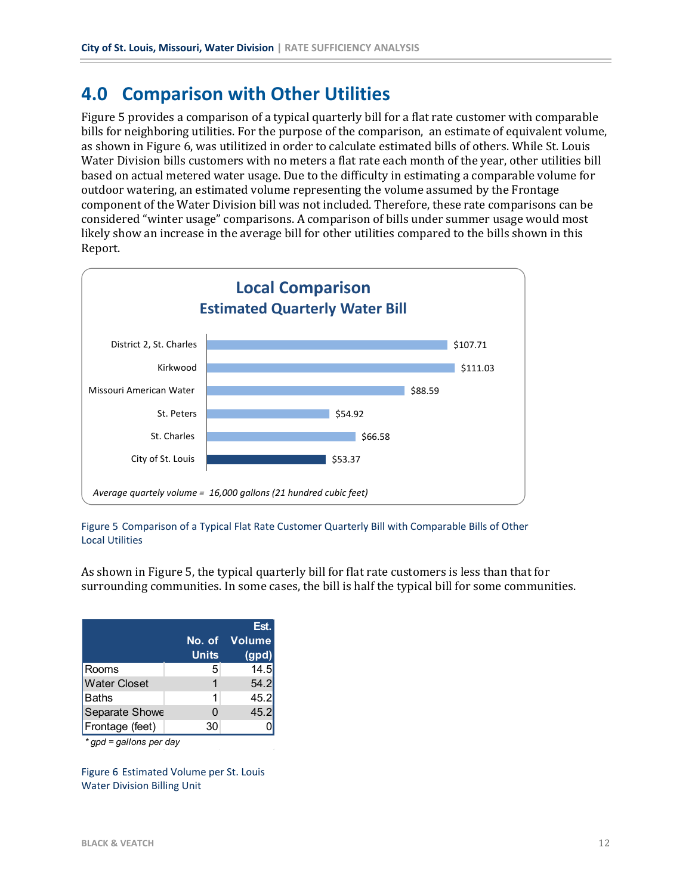## 4.0 Comparison with Other Utilities

Figure 5 provides a comparison of a typical quarterly bill for a flat rate customer with comparable bills for neighboring utilities. For the purpose of the comparison, an estimate of equivalent volume, as shown in Figure 6, was utilized in order to calculate estimated bills of others. While St. Louis Water Division bills customers with no meters a flat rate each month of the year, other utilities bill based on actual metered water usage. Due to the difficulty in estimating a comparable volume for outdoor watering, an estimated volume representing the volume assumed by the Frontage component of the Water Division bill was not included. Therefore, these rate comparisons can be considered "winter usage" comparisons. A comparison of bills under summer usage would most likely show an increase in the average bill for other utilities compared to the bills shown in this Report.

**Local Comparison**
**Estimated Quarterly Water Bill**

| Utility | Estimated Quarterly Water Bill |
|---|---|
| District 2, St. Charles | $107.71 |
| Kirkwood | $111.03 |
| Missouri American Water | $88.59 |
| St. Peters | $54.92 |
| St. Charles | $66.58 |
| City of St. Louis | $53.37 |

*Average quartely volume = 16,000 gallons (21 hundred cubic feet)*

Figure 5 Comparison of a Typical Flat Rate Customer Quarterly Bill with Comparable Bills of Other Local Utilities

As shown in Figure 5, the typical quarterly bill for flat rate customers is less than that for surrounding communities. In some cases, the bill is half the typical bill for some communities.

| | No. of Units | Est. Volume (gpd) |
|---|---|---|
| Rooms | 5 | 14.5 |
| Water Closet | 1 | 54.2 |
| Baths | 1 | 45.2 |
| Separate Showe | 0 | 45.2 |
| Frontage (feet) | 30 | 0 |

*\* gpd = gallons per day*

Figure 6 Estimated Volume per St. Louis Water Division Billing Unit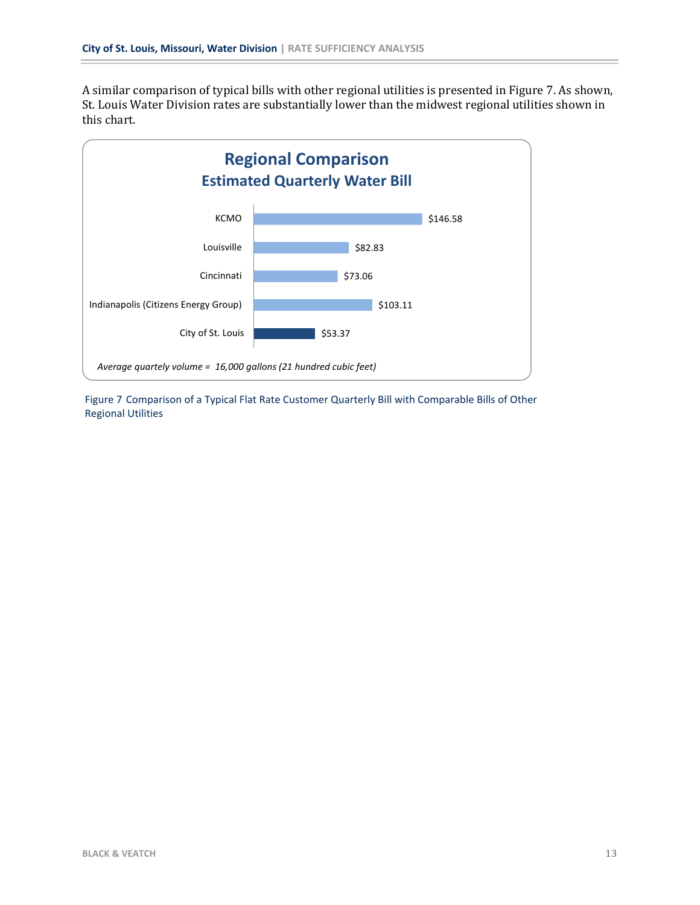A similar comparison of typical bills with other regional utilities is presented in Figure 7. As shown, St. Louis Water Division rates are substantially lower than the midwest regional utilities shown in this chart.

**Regional Comparison**
**Estimated Quarterly Water Bill**

| Utility | Estimated Quarterly Water Bill |
|---|---|
| KCMO | $146.58 |
| Louisville | $82.83 |
| Cincinnati | $73.06 |
| Indianapolis (Citizens Energy Group) | $103.11 |
| City of St. Louis | $53.37 |

*Average quartely volume = 16,000 gallons (21 hundred cubic feet)*

Figure 7 Comparison of a Typical Flat Rate Customer Quarterly Bill with Comparable Bills of Other Regional Utilities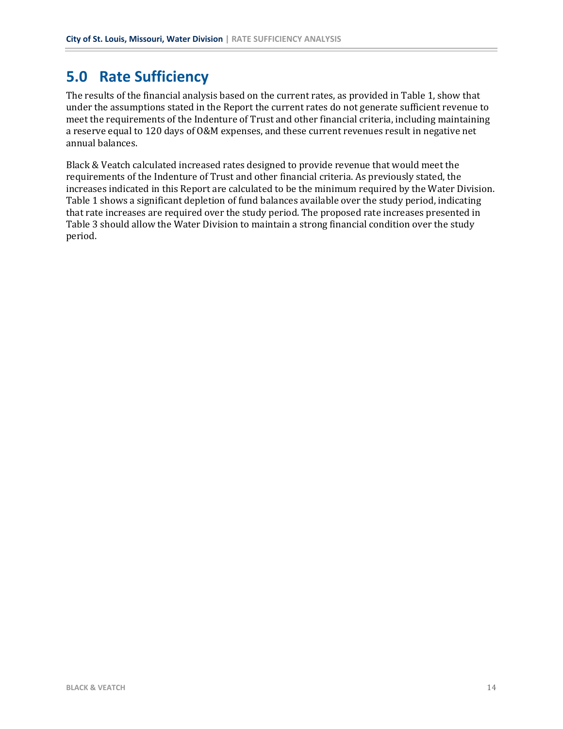# 5.0 Rate Sufficiency

The results of the financial analysis based on the current rates, as provided in Table 1, show that under the assumptions stated in the Report the current rates do not generate sufficient revenue to meet the requirements of the Indenture of Trust and other financial criteria, including maintaining a reserve equal to 120 days of O&M expenses, and these current revenues result in negative net annual balances.

Black & Veatch calculated increased rates designed to provide revenue that would meet the requirements of the Indenture of Trust and other financial criteria. As previously stated, the increases indicated in this Report are calculated to be the minimum required by the Water Division. Table 1 shows a significant depletion of fund balances available over the study period, indicating that rate increases are required over the study period. The proposed rate increases presented in Table 3 should allow the Water Division to maintain a strong financial condition over the study period.